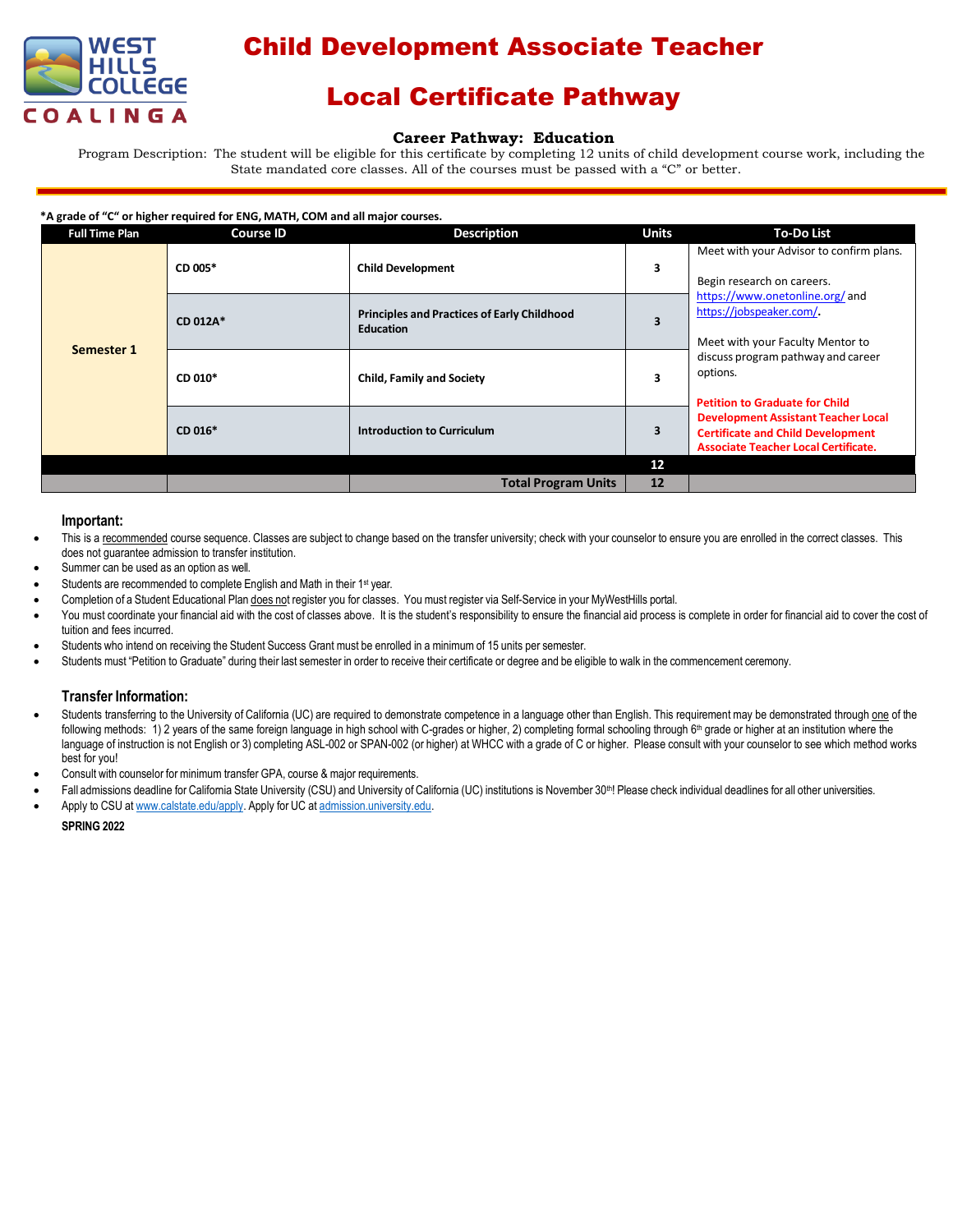# Child Development Associate Teacher

# Local Certificate Pathway

### Career Pathway: Education

Program Description: The student will be eligible for this certificate by completing 12 units of child development course work, including the State mandated core classes. All of the courses must be passed with a "C" or better.

**\*A grade of "C" or higher required for ENG, MATH, COM and all major courses.**

| Full Time Plan | Course ID | Description | Units | To-Do List |
|---|---|---|---|---|
| Semester 1 | CD 005* | Child Development | 3 | Meet with your Advisor to confirm plans.<br><br>Begin research on careers. https://www.onetonline.org/ and https://jobspeaker.com/.<br><br>Meet with your Faculty Mentor to discuss program pathway and career options.<br><br>**Petition to Graduate for Child Development Assistant Teacher Local Certificate and Child Development Associate Teacher Local Certificate.** |
| | CD 012A* | Principles and Practices of Early Childhood Education | 3 | |
| | CD 010* | Child, Family and Society | 3 | |
| | CD 016* | Introduction to Curriculum | 3 | |
| | | | 12 | |
| | | **Total Program Units** | 12 | |

### Important:

- This is a recommended course sequence. Classes are subject to change based on the transfer university; check with your counselor to ensure you are enrolled in the correct classes. This does not guarantee admission to transfer institution.
- Summer can be used as an option as well.
- Students are recommended to complete English and Math in their 1st year.
- Completion of a Student Educational Plan does not register you for classes. You must register via Self-Service in your MyWestHills portal.
- You must coordinate your financial aid with the cost of classes above. It is the student's responsibility to ensure the financial aid process is complete in order for financial aid to cover the cost of tuition and fees incurred.
- Students who intend on receiving the Student Success Grant must be enrolled in a minimum of 15 units per semester.
- Students must "Petition to Graduate" during their last semester in order to receive their certificate or degree and be eligible to walk in the commencement ceremony.

### Transfer Information:

- Students transferring to the University of California (UC) are required to demonstrate competence in a language other than English. This requirement may be demonstrated through one of the following methods: 1) 2 years of the same foreign language in high school with C-grades or higher, 2) completing formal schooling through 6th grade or higher at an institution where the language of instruction is not English or 3) completing ASL-002 or SPAN-002 (or higher) at WHCC with a grade of C or higher. Please consult with your counselor to see which method works best for you!
- Consult with counselor for minimum transfer GPA, course & major requirements.
- Fall admissions deadline for California State University (CSU) and University of California (UC) institutions is November 30th! Please check individual deadlines for all other universities.
- Apply to CSU at www.calstate.edu/apply. Apply for UC at admission.university.edu.

**SPRING 2022**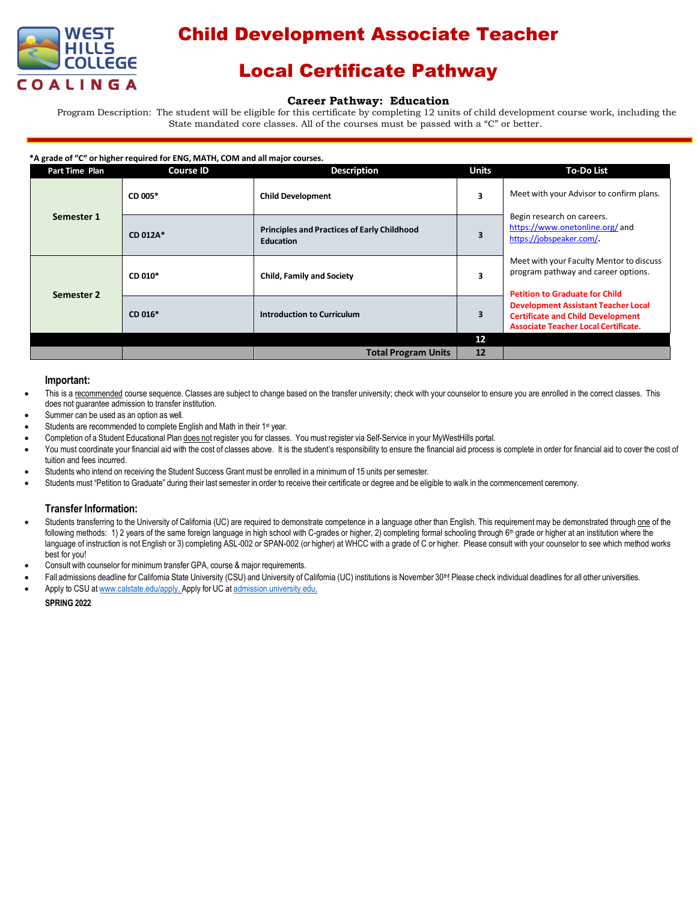WEST HILLS COLLEGE COALINGA

# Child Development Associate Teacher

# Local Certificate Pathway

### Career Pathway: Education

Program Description: The student will be eligible for this certificate by completing 12 units of child development course work, including the State mandated core classes. All of the courses must be passed with a "C" or better.

**\*A grade of "C" or higher required for ENG, MATH, COM and all major courses.**

| Part Time Plan | Course ID | Description | Units | To-Do List |
|---|---|---|---|---|
| **Semester 1** | **CD 005\*** | **Child Development** | **3** | Meet with your Advisor to confirm plans. |
| | **CD 012A\*** | **Principles and Practices of Early Childhood Education** | **3** | Begin research on careers. https://www.onetonline.org/ and https://jobspeaker.com/. |
| **Semester 2** | **CD 010\*** | **Child, Family and Society** | **3** | Meet with your Faculty Mentor to discuss program pathway and career options. |
| | **CD 016\*** | **Introduction to Curriculum** | **3** | **Petition to Graduate for Child Development Assistant Teacher Local Certificate and Child Development Associate Teacher Local Certificate.** |
| | | | **12** | |
| | | **Total Program Units** | **12** | |

### Important:

- This is a recommended course sequence. Classes are subject to change based on the transfer university; check with your counselor to ensure you are enrolled in the correct classes. This does not guarantee admission to transfer institution.
- Summer can be used as an option as well.
- Students are recommended to complete English and Math in their 1st year.
- Completion of a Student Educational Plan does not register you for classes. You must register via Self-Service in your MyWestHills portal.
- You must coordinate your financial aid with the cost of classes above. It is the student's responsibility to ensure the financial aid process is complete in order for financial aid to cover the cost of tuition and fees incurred.
- Students who intend on receiving the Student Success Grant must be enrolled in a minimum of 15 units per semester.
- Students must "Petition to Graduate" during their last semester in order to receive their certificate or degree and be eligible to walk in the commencement ceremony.

### Transfer Information:

- Students transferring to the University of California (UC) are required to demonstrate competence in a language other than English. This requirement may be demonstrated through one of the following methods: 1) 2 years of the same foreign language in high school with C-grades or higher, 2) completing formal schooling through 6th grade or higher at an institution where the language of instruction is not English or 3) completing ASL-002 or SPAN-002 (or higher) at WHCC with a grade of C or higher. Please consult with your counselor to see which method works best for you!
- Consult with counselor for minimum transfer GPA, course & major requirements.
- Fall admissions deadline for California State University (CSU) and University of California (UC) institutions is November 30th! Please check individual deadlines for all other universities.
- Apply to CSU at www.calstate.edu/apply. Apply for UC at admission.university.edu.

**SPRING 2022**